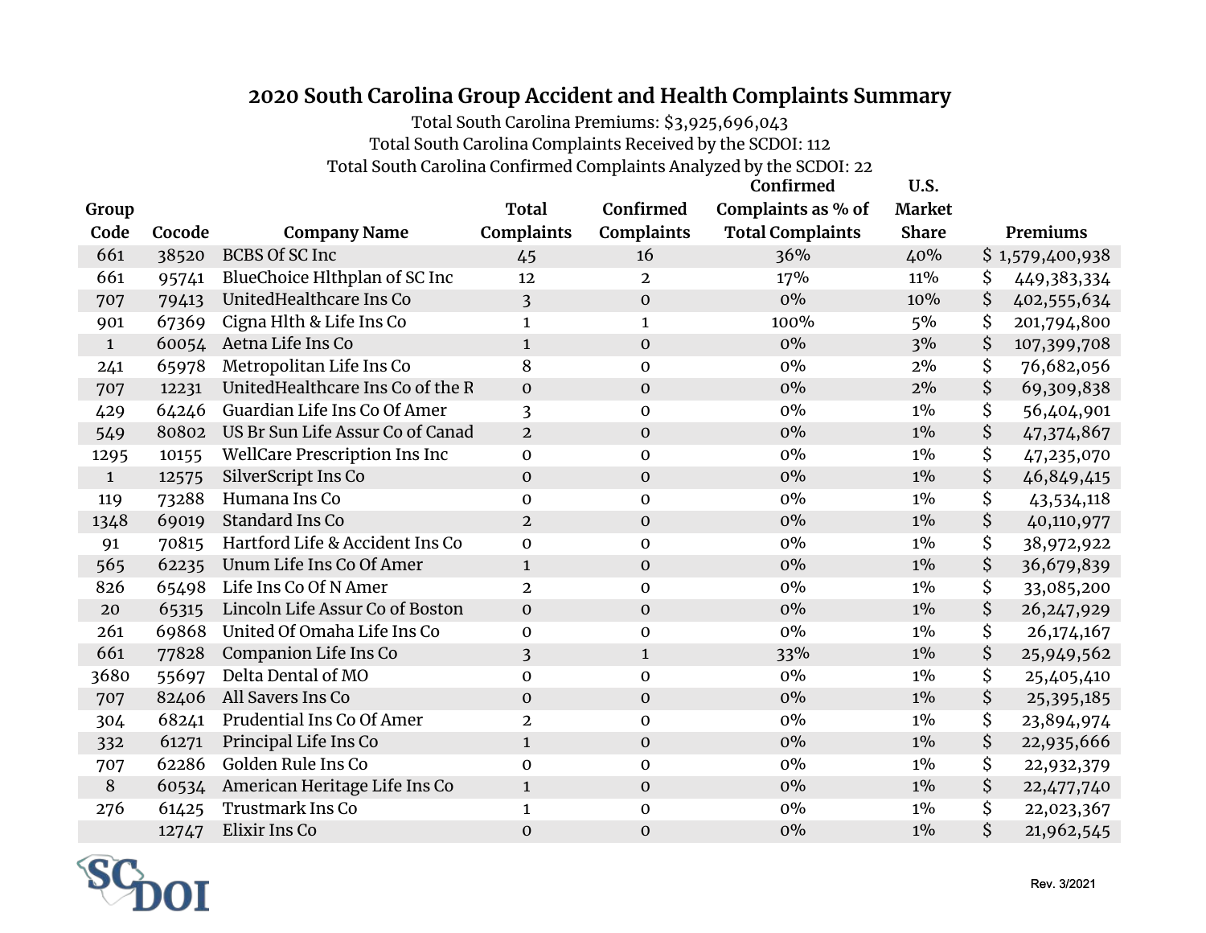# 2020 South Carolina Group Accident and Health Complaints Summary

Total South Carolina Premiums: $3,925,696,043

Total South Carolina Complaints Received by the SCDOI: 112

Total South Carolina Confirmed Complaints Analyzed by the SCDOI: 22

| Group Code | Cocode | Company Name | Total Complaints | Confirmed Complaints | Confirmed Complaints as % of Total Complaints | U.S. Market Share | Premiums |
|---|---|---|---|---|---|---|---|
| 661 | 38520 | BCBS Of SC Inc | 45 | 16 | 36% | 40% | $ 1,579,400,938 |
| 661 | 95741 | BlueChoice Hlthplan of SC Inc | 12 | 2 | 17% | 11% | $ 449,383,334 |
| 707 | 79413 | UnitedHealthcare Ins Co | 3 | 0 | 0% | 10% | $ 402,555,634 |
| 901 | 67369 | Cigna Hlth & Life Ins Co | 1 | 1 | 100% | 5% | $ 201,794,800 |
| 1 | 60054 | Aetna Life Ins Co | 1 | 0 | 0% | 3% | $ 107,399,708 |
| 241 | 65978 | Metropolitan Life Ins Co | 8 | 0 | 0% | 2% | $ 76,682,056 |
| 707 | 12231 | UnitedHealthcare Ins Co of the R | 0 | 0 | 0% | 2% | $ 69,309,838 |
| 429 | 64246 | Guardian Life Ins Co Of Amer | 3 | 0 | 0% | 1% | $ 56,404,901 |
| 549 | 80802 | US Br Sun Life Assur Co of Canad | 2 | 0 | 0% | 1% | $ 47,374,867 |
| 1295 | 10155 | WellCare Prescription Ins Inc | 0 | 0 | 0% | 1% | $ 47,235,070 |
| 1 | 12575 | SilverScript Ins Co | 0 | 0 | 0% | 1% | $ 46,849,415 |
| 119 | 73288 | Humana Ins Co | 0 | 0 | 0% | 1% | $ 43,534,118 |
| 1348 | 69019 | Standard Ins Co | 2 | 0 | 0% | 1% | $ 40,110,977 |
| 91 | 70815 | Hartford Life & Accident Ins Co | 0 | 0 | 0% | 1% | $ 38,972,922 |
| 565 | 62235 | Unum Life Ins Co Of Amer | 1 | 0 | 0% | 1% | $ 36,679,839 |
| 826 | 65498 | Life Ins Co Of N Amer | 2 | 0 | 0% | 1% | $ 33,085,200 |
| 20 | 65315 | Lincoln Life Assur Co of Boston | 0 | 0 | 0% | 1% | $ 26,247,929 |
| 261 | 69868 | United Of Omaha Life Ins Co | 0 | 0 | 0% | 1% | $ 26,174,167 |
| 661 | 77828 | Companion Life Ins Co | 3 | 1 | 33% | 1% | $ 25,949,562 |
| 3680 | 55697 | Delta Dental of MO | 0 | 0 | 0% | 1% | $ 25,405,410 |
| 707 | 82406 | All Savers Ins Co | 0 | 0 | 0% | 1% | $ 25,395,185 |
| 304 | 68241 | Prudential Ins Co Of Amer | 2 | 0 | 0% | 1% | $ 23,894,974 |
| 332 | 61271 | Principal Life Ins Co | 1 | 0 | 0% | 1% | $ 22,935,666 |
| 707 | 62286 | Golden Rule Ins Co | 0 | 0 | 0% | 1% | $ 22,932,379 |
| 8 | 60534 | American Heritage Life Ins Co | 1 | 0 | 0% | 1% | $ 22,477,740 |
| 276 | 61425 | Trustmark Ins Co | 1 | 0 | 0% | 1% | $ 22,023,367 |
| | 12747 | Elixir Ins Co | 0 | 0 | 0% | 1% | $ 21,962,545 |

SCDOI

Rev. 3/2021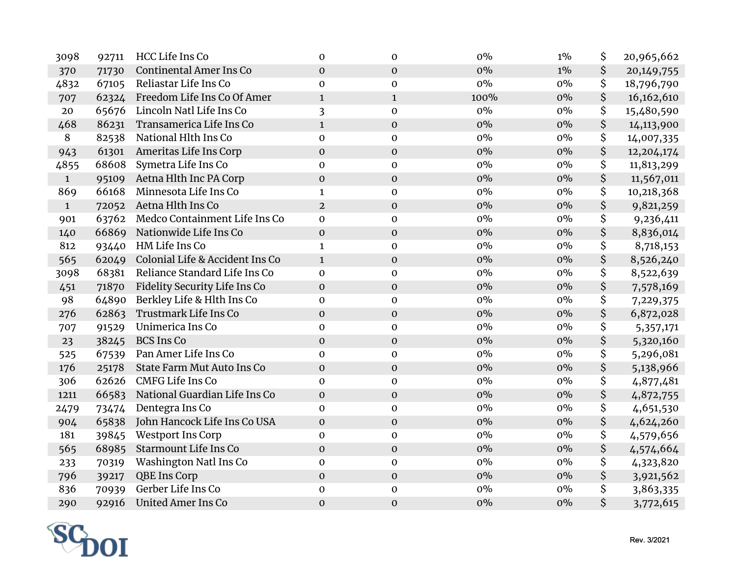| | | | | | | | | |
|---|---|---|---|---|---|---|---|---|
| 3098 | 92711 | HCC Life Ins Co | 0 | 0 | 0% | 1% | $ | 20,965,662 |
| 370 | 71730 | Continental Amer Ins Co | 0 | 0 | 0% | 1% | $ | 20,149,755 |
| 4832 | 67105 | Reliastar Life Ins Co | 0 | 0 | 0% | 0% | $ | 18,796,790 |
| 707 | 62324 | Freedom Life Ins Co Of Amer | 1 | 1 | 100% | 0% | $ | 16,162,610 |
| 20 | 65676 | Lincoln Natl Life Ins Co | 3 | 0 | 0% | 0% | $ | 15,480,590 |
| 468 | 86231 | Transamerica Life Ins Co | 1 | 0 | 0% | 0% | $ | 14,113,900 |
| 8 | 82538 | National Hlth Ins Co | 0 | 0 | 0% | 0% | $ | 14,007,335 |
| 943 | 61301 | Ameritas Life Ins Corp | 0 | 0 | 0% | 0% | $ | 12,204,174 |
| 4855 | 68608 | Symetra Life Ins Co | 0 | 0 | 0% | 0% | $ | 11,813,299 |
| 1 | 95109 | Aetna Hlth Inc PA Corp | 0 | 0 | 0% | 0% | $ | 11,567,011 |
| 869 | 66168 | Minnesota Life Ins Co | 1 | 0 | 0% | 0% | $ | 10,218,368 |
| 1 | 72052 | Aetna Hlth Ins Co | 2 | 0 | 0% | 0% | $ | 9,821,259 |
| 901 | 63762 | Medco Containment Life Ins Co | 0 | 0 | 0% | 0% | $ | 9,236,411 |
| 140 | 66869 | Nationwide Life Ins Co | 0 | 0 | 0% | 0% | $ | 8,836,014 |
| 812 | 93440 | HM Life Ins Co | 1 | 0 | 0% | 0% | $ | 8,718,153 |
| 565 | 62049 | Colonial Life & Accident Ins Co | 1 | 0 | 0% | 0% | $ | 8,526,240 |
| 3098 | 68381 | Reliance Standard Life Ins Co | 0 | 0 | 0% | 0% | $ | 8,522,639 |
| 451 | 71870 | Fidelity Security Life Ins Co | 0 | 0 | 0% | 0% | $ | 7,578,169 |
| 98 | 64890 | Berkley Life & Hlth Ins Co | 0 | 0 | 0% | 0% | $ | 7,229,375 |
| 276 | 62863 | Trustmark Life Ins Co | 0 | 0 | 0% | 0% | $ | 6,872,028 |
| 707 | 91529 | Unimerica Ins Co | 0 | 0 | 0% | 0% | $ | 5,357,171 |
| 23 | 38245 | BCS Ins Co | 0 | 0 | 0% | 0% | $ | 5,320,160 |
| 525 | 67539 | Pan Amer Life Ins Co | 0 | 0 | 0% | 0% | $ | 5,296,081 |
| 176 | 25178 | State Farm Mut Auto Ins Co | 0 | 0 | 0% | 0% | $ | 5,138,966 |
| 306 | 62626 | CMFG Life Ins Co | 0 | 0 | 0% | 0% | $ | 4,877,481 |
| 1211 | 66583 | National Guardian Life Ins Co | 0 | 0 | 0% | 0% | $ | 4,872,755 |
| 2479 | 73474 | Dentegra Ins Co | 0 | 0 | 0% | 0% | $ | 4,651,530 |
| 904 | 65838 | John Hancock Life Ins Co USA | 0 | 0 | 0% | 0% | $ | 4,624,260 |
| 181 | 39845 | Westport Ins Corp | 0 | 0 | 0% | 0% | $ | 4,579,656 |
| 565 | 68985 | Starmount Life Ins Co | 0 | 0 | 0% | 0% | $ | 4,574,664 |
| 233 | 70319 | Washington Natl Ins Co | 0 | 0 | 0% | 0% | $ | 4,323,820 |
| 796 | 39217 | QBE Ins Corp | 0 | 0 | 0% | 0% | $ | 3,921,562 |
| 836 | 70939 | Gerber Life Ins Co | 0 | 0 | 0% | 0% | $ | 3,863,335 |
| 290 | 92916 | United Amer Ins Co | 0 | 0 | 0% | 0% | $ | 3,772,615 |

SC DOI

Rev. 3/2021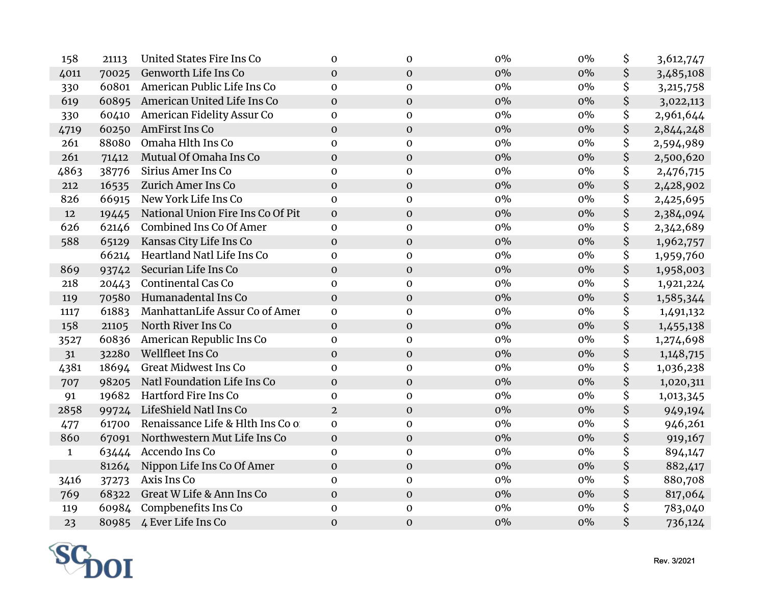| | | | | | | | | |
|---|---|---|---|---|---|---|---|---|
| 158 | 21113 | United States Fire Ins Co | 0 | 0 | 0% | 0% | $ | 3,612,747 |
| 4011 | 70025 | Genworth Life Ins Co | 0 | 0 | 0% | 0% | $ | 3,485,108 |
| 330 | 60801 | American Public Life Ins Co | 0 | 0 | 0% | 0% | $ | 3,215,758 |
| 619 | 60895 | American United Life Ins Co | 0 | 0 | 0% | 0% | $ | 3,022,113 |
| 330 | 60410 | American Fidelity Assur Co | 0 | 0 | 0% | 0% | $ | 2,961,644 |
| 4719 | 60250 | AmFirst Ins Co | 0 | 0 | 0% | 0% | $ | 2,844,248 |
| 261 | 88080 | Omaha Hlth Ins Co | 0 | 0 | 0% | 0% | $ | 2,594,989 |
| 261 | 71412 | Mutual Of Omaha Ins Co | 0 | 0 | 0% | 0% | $ | 2,500,620 |
| 4863 | 38776 | Sirius Amer Ins Co | 0 | 0 | 0% | 0% | $ | 2,476,715 |
| 212 | 16535 | Zurich Amer Ins Co | 0 | 0 | 0% | 0% | $ | 2,428,902 |
| 826 | 66915 | New York Life Ins Co | 0 | 0 | 0% | 0% | $ | 2,425,695 |
| 12 | 19445 | National Union Fire Ins Co Of Pit | 0 | 0 | 0% | 0% | $ | 2,384,094 |
| 626 | 62146 | Combined Ins Co Of Amer | 0 | 0 | 0% | 0% | $ | 2,342,689 |
| 588 | 65129 | Kansas City Life Ins Co | 0 | 0 | 0% | 0% | $ | 1,962,757 |
| | 66214 | Heartland Natl Life Ins Co | 0 | 0 | 0% | 0% | $ | 1,959,760 |
| 869 | 93742 | Securian Life Ins Co | 0 | 0 | 0% | 0% | $ | 1,958,003 |
| 218 | 20443 | Continental Cas Co | 0 | 0 | 0% | 0% | $ | 1,921,224 |
| 119 | 70580 | Humanadental Ins Co | 0 | 0 | 0% | 0% | $ | 1,585,344 |
| 1117 | 61883 | ManhattanLife Assur Co of Amer | 0 | 0 | 0% | 0% | $ | 1,491,132 |
| 158 | 21105 | North River Ins Co | 0 | 0 | 0% | 0% | $ | 1,455,138 |
| 3527 | 60836 | American Republic Ins Co | 0 | 0 | 0% | 0% | $ | 1,274,698 |
| 31 | 32280 | Wellfleet Ins Co | 0 | 0 | 0% | 0% | $ | 1,148,715 |
| 4381 | 18694 | Great Midwest Ins Co | 0 | 0 | 0% | 0% | $ | 1,036,238 |
| 707 | 98205 | Natl Foundation Life Ins Co | 0 | 0 | 0% | 0% | $ | 1,020,311 |
| 91 | 19682 | Hartford Fire Ins Co | 0 | 0 | 0% | 0% | $ | 1,013,345 |
| 2858 | 99724 | LifeShield Natl Ins Co | 2 | 0 | 0% | 0% | $ | 949,194 |
| 477 | 61700 | Renaissance Life & Hlth Ins Co o | 0 | 0 | 0% | 0% | $ | 946,261 |
| 860 | 67091 | Northwestern Mut Life Ins Co | 0 | 0 | 0% | 0% | $ | 919,167 |
| 1 | 63444 | Accendo Ins Co | 0 | 0 | 0% | 0% | $ | 894,147 |
| | 81264 | Nippon Life Ins Co Of Amer | 0 | 0 | 0% | 0% | $ | 882,417 |
| 3416 | 37273 | Axis Ins Co | 0 | 0 | 0% | 0% | $ | 880,708 |
| 769 | 68322 | Great W Life & Ann Ins Co | 0 | 0 | 0% | 0% | $ | 817,064 |
| 119 | 60984 | Compbenefits Ins Co | 0 | 0 | 0% | 0% | $ | 783,040 |
| 23 | 80985 | 4 Ever Life Ins Co | 0 | 0 | 0% | 0% | $ | 736,124 |

SC DOI

Rev. 3/2021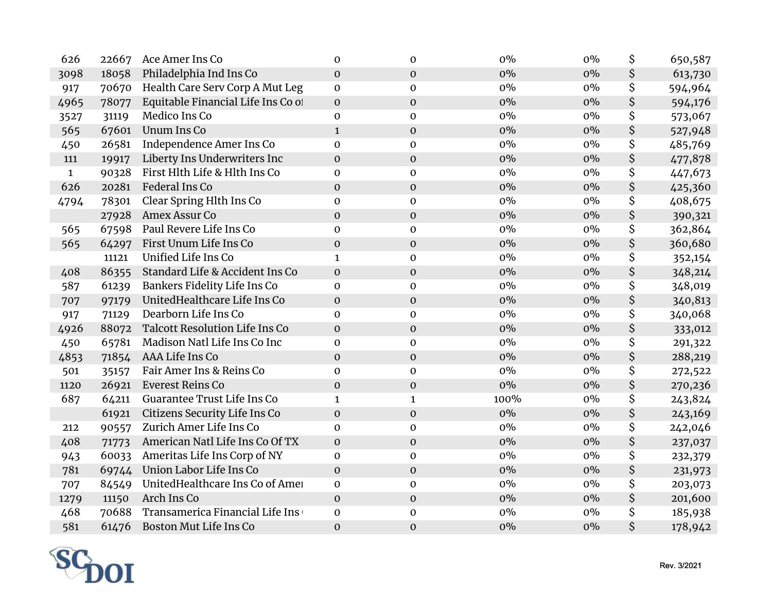| | | | | | | | | |
|---|---|---|---|---|---|---|---|---|
| 626 | 22667 | Ace Amer Ins Co | 0 | 0 | 0% | 0% | $ | 650,587 |
| 3098 | 18058 | Philadelphia Ind Ins Co | 0 | 0 | 0% | 0% | $ | 613,730 |
| 917 | 70670 | Health Care Serv Corp A Mut Leg | 0 | 0 | 0% | 0% | $ | 594,964 |
| 4965 | 78077 | Equitable Financial Life Ins Co of | 0 | 0 | 0% | 0% | $ | 594,176 |
| 3527 | 31119 | Medico Ins Co | 0 | 0 | 0% | 0% | $ | 573,067 |
| 565 | 67601 | Unum Ins Co | 1 | 0 | 0% | 0% | $ | 527,948 |
| 450 | 26581 | Independence Amer Ins Co | 0 | 0 | 0% | 0% | $ | 485,769 |
| 111 | 19917 | Liberty Ins Underwriters Inc | 0 | 0 | 0% | 0% | $ | 477,878 |
| 1 | 90328 | First Hlth Life & Hlth Ins Co | 0 | 0 | 0% | 0% | $ | 447,673 |
| 626 | 20281 | Federal Ins Co | 0 | 0 | 0% | 0% | $ | 425,360 |
| 4794 | 78301 | Clear Spring Hlth Ins Co | 0 | 0 | 0% | 0% | $ | 408,675 |
| | 27928 | Amex Assur Co | 0 | 0 | 0% | 0% | $ | 390,321 |
| 565 | 67598 | Paul Revere Life Ins Co | 0 | 0 | 0% | 0% | $ | 362,864 |
| 565 | 64297 | First Unum Life Ins Co | 0 | 0 | 0% | 0% | $ | 360,680 |
| | 11121 | Unified Life Ins Co | 1 | 0 | 0% | 0% | $ | 352,154 |
| 408 | 86355 | Standard Life & Accident Ins Co | 0 | 0 | 0% | 0% | $ | 348,214 |
| 587 | 61239 | Bankers Fidelity Life Ins Co | 0 | 0 | 0% | 0% | $ | 348,019 |
| 707 | 97179 | UnitedHealthcare Life Ins Co | 0 | 0 | 0% | 0% | $ | 340,813 |
| 917 | 71129 | Dearborn Life Ins Co | 0 | 0 | 0% | 0% | $ | 340,068 |
| 4926 | 88072 | Talcott Resolution Life Ins Co | 0 | 0 | 0% | 0% | $ | 333,012 |
| 450 | 65781 | Madison Natl Life Ins Co Inc | 0 | 0 | 0% | 0% | $ | 291,322 |
| 4853 | 71854 | AAA Life Ins Co | 0 | 0 | 0% | 0% | $ | 288,219 |
| 501 | 35157 | Fair Amer Ins & Reins Co | 0 | 0 | 0% | 0% | $ | 272,522 |
| 1120 | 26921 | Everest Reins Co | 0 | 0 | 0% | 0% | $ | 270,236 |
| 687 | 64211 | Guarantee Trust Life Ins Co | 1 | 1 | 100% | 0% | $ | 243,824 |
| | 61921 | Citizens Security Life Ins Co | 0 | 0 | 0% | 0% | $ | 243,169 |
| 212 | 90557 | Zurich Amer Life Ins Co | 0 | 0 | 0% | 0% | $ | 242,046 |
| 408 | 71773 | American Natl Life Ins Co Of TX | 0 | 0 | 0% | 0% | $ | 237,037 |
| 943 | 60033 | Ameritas Life Ins Corp of NY | 0 | 0 | 0% | 0% | $ | 232,379 |
| 781 | 69744 | Union Labor Life Ins Co | 0 | 0 | 0% | 0% | $ | 231,973 |
| 707 | 84549 | UnitedHealthcare Ins Co of Amer | 0 | 0 | 0% | 0% | $ | 203,073 |
| 1279 | 11150 | Arch Ins Co | 0 | 0 | 0% | 0% | $ | 201,600 |
| 468 | 70688 | Transamerica Financial Life Ins | 0 | 0 | 0% | 0% | $ | 185,938 |
| 581 | 61476 | Boston Mut Life Ins Co | 0 | 0 | 0% | 0% | $ | 178,942 |

SC DOI

Rev. 3/2021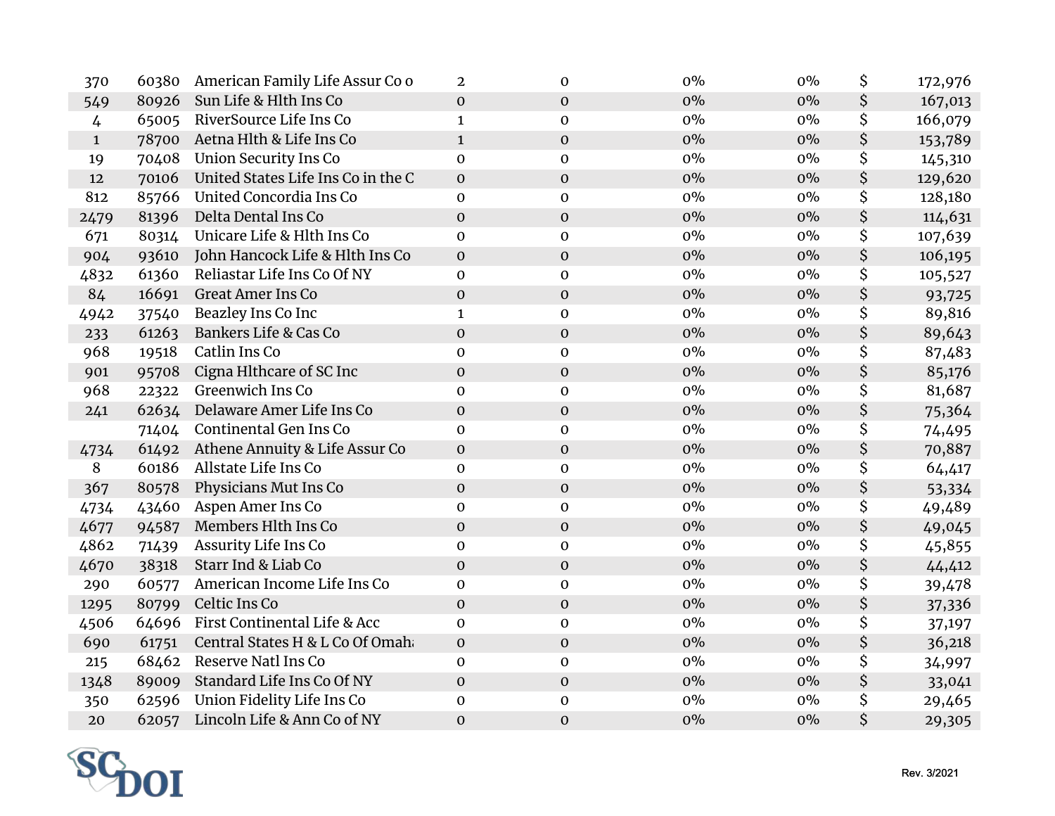| | | | | | | | | |
|---|---|---|---|---|---|---|---|---|
| 370 | 60380 | American Family Life Assur Co o | 2 | 0 | 0% | 0% | $ | 172,976 |
| 549 | 80926 | Sun Life & Hlth Ins Co | 0 | 0 | 0% | 0% | $ | 167,013 |
| 4 | 65005 | RiverSource Life Ins Co | 1 | 0 | 0% | 0% | $ | 166,079 |
| 1 | 78700 | Aetna Hlth & Life Ins Co | 1 | 0 | 0% | 0% | $ | 153,789 |
| 19 | 70408 | Union Security Ins Co | 0 | 0 | 0% | 0% | $ | 145,310 |
| 12 | 70106 | United States Life Ins Co in the C | 0 | 0 | 0% | 0% | $ | 129,620 |
| 812 | 85766 | United Concordia Ins Co | 0 | 0 | 0% | 0% | $ | 128,180 |
| 2479 | 81396 | Delta Dental Ins Co | 0 | 0 | 0% | 0% | $ | 114,631 |
| 671 | 80314 | Unicare Life & Hlth Ins Co | 0 | 0 | 0% | 0% | $ | 107,639 |
| 904 | 93610 | John Hancock Life & Hlth Ins Co | 0 | 0 | 0% | 0% | $ | 106,195 |
| 4832 | 61360 | Reliastar Life Ins Co Of NY | 0 | 0 | 0% | 0% | $ | 105,527 |
| 84 | 16691 | Great Amer Ins Co | 0 | 0 | 0% | 0% | $ | 93,725 |
| 4942 | 37540 | Beazley Ins Co Inc | 1 | 0 | 0% | 0% | $ | 89,816 |
| 233 | 61263 | Bankers Life & Cas Co | 0 | 0 | 0% | 0% | $ | 89,643 |
| 968 | 19518 | Catlin Ins Co | 0 | 0 | 0% | 0% | $ | 87,483 |
| 901 | 95708 | Cigna Hlthcare of SC Inc | 0 | 0 | 0% | 0% | $ | 85,176 |
| 968 | 22322 | Greenwich Ins Co | 0 | 0 | 0% | 0% | $ | 81,687 |
| 241 | 62634 | Delaware Amer Life Ins Co | 0 | 0 | 0% | 0% | $ | 75,364 |
| | 71404 | Continental Gen Ins Co | 0 | 0 | 0% | 0% | $ | 74,495 |
| 4734 | 61492 | Athene Annuity & Life Assur Co | 0 | 0 | 0% | 0% | $ | 70,887 |
| 8 | 60186 | Allstate Life Ins Co | 0 | 0 | 0% | 0% | $ | 64,417 |
| 367 | 80578 | Physicians Mut Ins Co | 0 | 0 | 0% | 0% | $ | 53,334 |
| 4734 | 43460 | Aspen Amer Ins Co | 0 | 0 | 0% | 0% | $ | 49,489 |
| 4677 | 94587 | Members Hlth Ins Co | 0 | 0 | 0% | 0% | $ | 49,045 |
| 4862 | 71439 | Assurity Life Ins Co | 0 | 0 | 0% | 0% | $ | 45,855 |
| 4670 | 38318 | Starr Ind & Liab Co | 0 | 0 | 0% | 0% | $ | 44,412 |
| 290 | 60577 | American Income Life Ins Co | 0 | 0 | 0% | 0% | $ | 39,478 |
| 1295 | 80799 | Celtic Ins Co | 0 | 0 | 0% | 0% | $ | 37,336 |
| 4506 | 64696 | First Continental Life & Acc | 0 | 0 | 0% | 0% | $ | 37,197 |
| 690 | 61751 | Central States H & L Co Of Omah | 0 | 0 | 0% | 0% | $ | 36,218 |
| 215 | 68462 | Reserve Natl Ins Co | 0 | 0 | 0% | 0% | $ | 34,997 |
| 1348 | 89009 | Standard Life Ins Co Of NY | 0 | 0 | 0% | 0% | $ | 33,041 |
| 350 | 62596 | Union Fidelity Life Ins Co | 0 | 0 | 0% | 0% | $ | 29,465 |
| 20 | 62057 | Lincoln Life & Ann Co of NY | 0 | 0 | 0% | 0% | $ | 29,305 |

SC DOI

Rev. 3/2021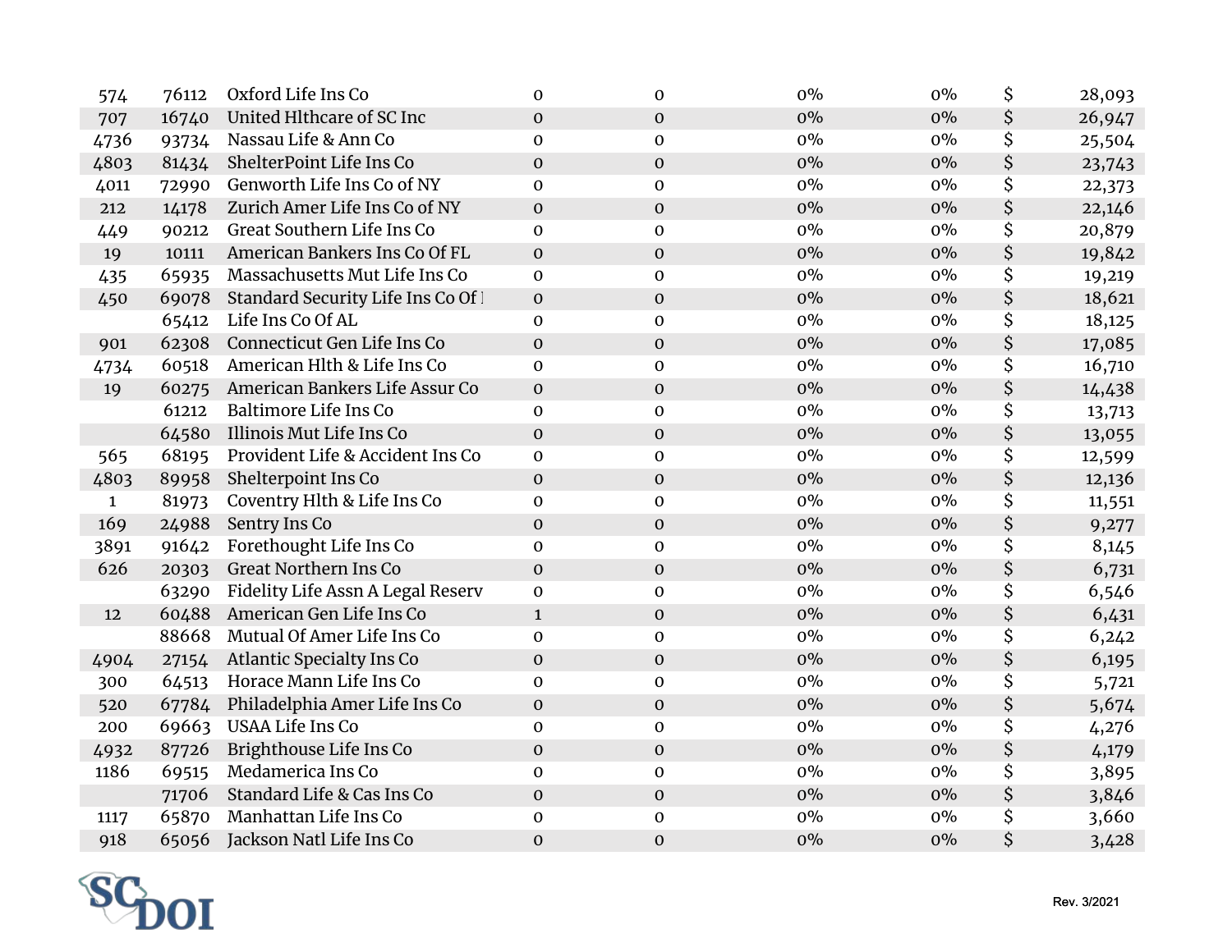| | | | | | | | | |
|---|---|---|---|---|---|---|---|---|
| 574 | 76112 | Oxford Life Ins Co | 0 | 0 | 0% | 0% | $ | 28,093 |
| 707 | 16740 | United Hlthcare of SC Inc | 0 | 0 | 0% | 0% | $ | 26,947 |
| 4736 | 93734 | Nassau Life & Ann Co | 0 | 0 | 0% | 0% | $ | 25,504 |
| 4803 | 81434 | ShelterPoint Life Ins Co | 0 | 0 | 0% | 0% | $ | 23,743 |
| 4011 | 72990 | Genworth Life Ins Co of NY | 0 | 0 | 0% | 0% | $ | 22,373 |
| 212 | 14178 | Zurich Amer Life Ins Co of NY | 0 | 0 | 0% | 0% | $ | 22,146 |
| 449 | 90212 | Great Southern Life Ins Co | 0 | 0 | 0% | 0% | $ | 20,879 |
| 19 | 10111 | American Bankers Ins Co Of FL | 0 | 0 | 0% | 0% | $ | 19,842 |
| 435 | 65935 | Massachusetts Mut Life Ins Co | 0 | 0 | 0% | 0% | $ | 19,219 |
| 450 | 69078 | Standard Security Life Ins Co Of I | 0 | 0 | 0% | 0% | $ | 18,621 |
| | 65412 | Life Ins Co Of AL | 0 | 0 | 0% | 0% | $ | 18,125 |
| 901 | 62308 | Connecticut Gen Life Ins Co | 0 | 0 | 0% | 0% | $ | 17,085 |
| 4734 | 60518 | American Hlth & Life Ins Co | 0 | 0 | 0% | 0% | $ | 16,710 |
| 19 | 60275 | American Bankers Life Assur Co | 0 | 0 | 0% | 0% | $ | 14,438 |
| | 61212 | Baltimore Life Ins Co | 0 | 0 | 0% | 0% | $ | 13,713 |
| | 64580 | Illinois Mut Life Ins Co | 0 | 0 | 0% | 0% | $ | 13,055 |
| 565 | 68195 | Provident Life & Accident Ins Co | 0 | 0 | 0% | 0% | $ | 12,599 |
| 4803 | 89958 | Shelterpoint Ins Co | 0 | 0 | 0% | 0% | $ | 12,136 |
| 1 | 81973 | Coventry Hlth & Life Ins Co | 0 | 0 | 0% | 0% | $ | 11,551 |
| 169 | 24988 | Sentry Ins Co | 0 | 0 | 0% | 0% | $ | 9,277 |
| 3891 | 91642 | Forethought Life Ins Co | 0 | 0 | 0% | 0% | $ | 8,145 |
| 626 | 20303 | Great Northern Ins Co | 0 | 0 | 0% | 0% | $ | 6,731 |
| | 63290 | Fidelity Life Assn A Legal Reserv | 0 | 0 | 0% | 0% | $ | 6,546 |
| 12 | 60488 | American Gen Life Ins Co | 1 | 0 | 0% | 0% | $ | 6,431 |
| | 88668 | Mutual Of Amer Life Ins Co | 0 | 0 | 0% | 0% | $ | 6,242 |
| 4904 | 27154 | Atlantic Specialty Ins Co | 0 | 0 | 0% | 0% | $ | 6,195 |
| 300 | 64513 | Horace Mann Life Ins Co | 0 | 0 | 0% | 0% | $ | 5,721 |
| 520 | 67784 | Philadelphia Amer Life Ins Co | 0 | 0 | 0% | 0% | $ | 5,674 |
| 200 | 69663 | USAA Life Ins Co | 0 | 0 | 0% | 0% | $ | 4,276 |
| 4932 | 87726 | Brighthouse Life Ins Co | 0 | 0 | 0% | 0% | $ | 4,179 |
| 1186 | 69515 | Medamerica Ins Co | 0 | 0 | 0% | 0% | $ | 3,895 |
| | 71706 | Standard Life & Cas Ins Co | 0 | 0 | 0% | 0% | $ | 3,846 |
| 1117 | 65870 | Manhattan Life Ins Co | 0 | 0 | 0% | 0% | $ | 3,660 |
| 918 | 65056 | Jackson Natl Life Ins Co | 0 | 0 | 0% | 0% | $ | 3,428 |

SCDOI

Rev. 3/2021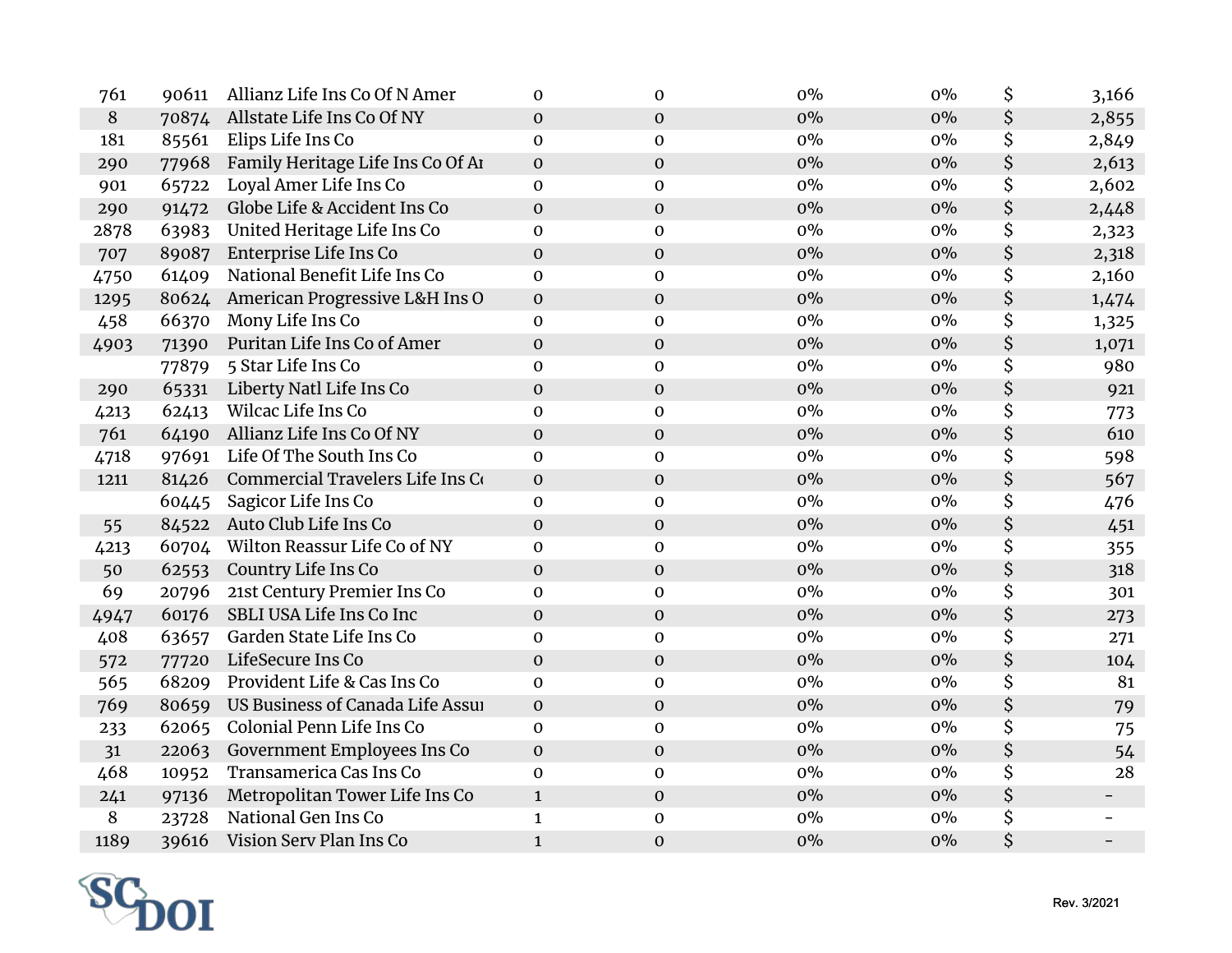| | | | | | | | | |
|---|---|---|---|---|---|---|---|---|
| 761 | 90611 | Allianz Life Ins Co Of N Amer | 0 | 0 | 0% | 0% | $ | 3,166 |
| 8 | 70874 | Allstate Life Ins Co Of NY | 0 | 0 | 0% | 0% | $ | 2,855 |
| 181 | 85561 | Elips Life Ins Co | 0 | 0 | 0% | 0% | $ | 2,849 |
| 290 | 77968 | Family Heritage Life Ins Co Of Ar | 0 | 0 | 0% | 0% | $ | 2,613 |
| 901 | 65722 | Loyal Amer Life Ins Co | 0 | 0 | 0% | 0% | $ | 2,602 |
| 290 | 91472 | Globe Life & Accident Ins Co | 0 | 0 | 0% | 0% | $ | 2,448 |
| 2878 | 63983 | United Heritage Life Ins Co | 0 | 0 | 0% | 0% | $ | 2,323 |
| 707 | 89087 | Enterprise Life Ins Co | 0 | 0 | 0% | 0% | $ | 2,318 |
| 4750 | 61409 | National Benefit Life Ins Co | 0 | 0 | 0% | 0% | $ | 2,160 |
| 1295 | 80624 | American Progressive L&H Ins O | 0 | 0 | 0% | 0% | $ | 1,474 |
| 458 | 66370 | Mony Life Ins Co | 0 | 0 | 0% | 0% | $ | 1,325 |
| 4903 | 71390 | Puritan Life Ins Co of Amer | 0 | 0 | 0% | 0% | $ | 1,071 |
| | 77879 | 5 Star Life Ins Co | 0 | 0 | 0% | 0% | $ | 980 |
| 290 | 65331 | Liberty Natl Life Ins Co | 0 | 0 | 0% | 0% | $ | 921 |
| 4213 | 62413 | Wilcac Life Ins Co | 0 | 0 | 0% | 0% | $ | 773 |
| 761 | 64190 | Allianz Life Ins Co Of NY | 0 | 0 | 0% | 0% | $ | 610 |
| 4718 | 97691 | Life Of The South Ins Co | 0 | 0 | 0% | 0% | $ | 598 |
| 1211 | 81426 | Commercial Travelers Life Ins Co | 0 | 0 | 0% | 0% | $ | 567 |
| | 60445 | Sagicor Life Ins Co | 0 | 0 | 0% | 0% | $ | 476 |
| 55 | 84522 | Auto Club Life Ins Co | 0 | 0 | 0% | 0% | $ | 451 |
| 4213 | 60704 | Wilton Reassur Life Co of NY | 0 | 0 | 0% | 0% | $ | 355 |
| 50 | 62553 | Country Life Ins Co | 0 | 0 | 0% | 0% | $ | 318 |
| 69 | 20796 | 21st Century Premier Ins Co | 0 | 0 | 0% | 0% | $ | 301 |
| 4947 | 60176 | SBLI USA Life Ins Co Inc | 0 | 0 | 0% | 0% | $ | 273 |
| 408 | 63657 | Garden State Life Ins Co | 0 | 0 | 0% | 0% | $ | 271 |
| 572 | 77720 | LifeSecure Ins Co | 0 | 0 | 0% | 0% | $ | 104 |
| 565 | 68209 | Provident Life & Cas Ins Co | 0 | 0 | 0% | 0% | $ | 81 |
| 769 | 80659 | US Business of Canada Life Assur | 0 | 0 | 0% | 0% | $ | 79 |
| 233 | 62065 | Colonial Penn Life Ins Co | 0 | 0 | 0% | 0% | $ | 75 |
| 31 | 22063 | Government Employees Ins Co | 0 | 0 | 0% | 0% | $ | 54 |
| 468 | 10952 | Transamerica Cas Ins Co | 0 | 0 | 0% | 0% | $ | 28 |
| 241 | 97136 | Metropolitan Tower Life Ins Co | 1 | 0 | 0% | 0% | $ | - |
| 8 | 23728 | National Gen Ins Co | 1 | 0 | 0% | 0% | $ | - |
| 1189 | 39616 | Vision Serv Plan Ins Co | 1 | 0 | 0% | 0% | $ | - |

SCDOI

Rev. 3/2021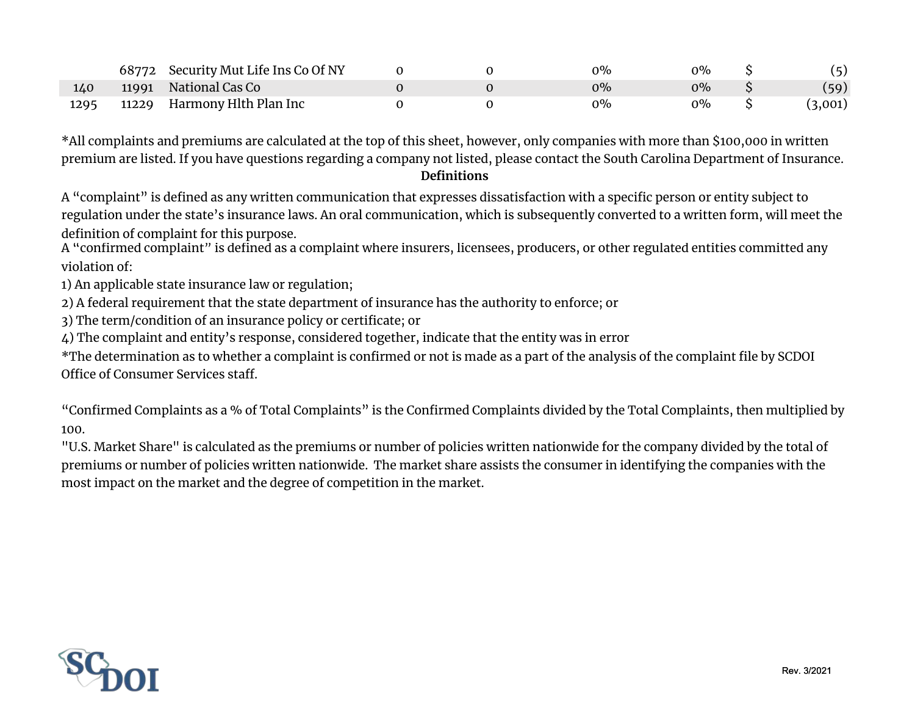| | | | | | | | | |
|---|---|---|---|---|---|---|---|---|
| | 68772 | Security Mut Life Ins Co Of NY | 0 | 0 | 0% | 0% | $ | (5) |
| 140 | 11991 | National Cas Co | 0 | 0 | 0% | 0% | $ | (59) |
| 1295 | 11229 | Harmony Hlth Plan Inc | 0 | 0 | 0% | 0% | $ | (3,001) |

*All complaints and premiums are calculated at the top of this sheet, however, only companies with more than $100,000 in written premium are listed. If you have questions regarding a company not listed, please contact the South Carolina Department of Insurance.

**Definitions**

A “complaint” is defined as any written communication that expresses dissatisfaction with a specific person or entity subject to regulation under the state’s insurance laws. An oral communication, which is subsequently converted to a written form, will meet the definition of complaint for this purpose.

A “confirmed complaint” is defined as a complaint where insurers, licensees, producers, or other regulated entities committed any violation of:

1) An applicable state insurance law or regulation;

2) A federal requirement that the state department of insurance has the authority to enforce; or

3) The term/condition of an insurance policy or certificate; or

4) The complaint and entity’s response, considered together, indicate that the entity was in error

*The determination as to whether a complaint is confirmed or not is made as a part of the analysis of the complaint file by SCDOI Office of Consumer Services staff.

“Confirmed Complaints as a % of Total Complaints” is the Confirmed Complaints divided by the Total Complaints, then multiplied by 100.

"U.S. Market Share" is calculated as the premiums or number of policies written nationwide for the company divided by the total of premiums or number of policies written nationwide. The market share assists the consumer in identifying the companies with the most impact on the market and the degree of competition in the market.

SC DOI

Rev. 3/2021